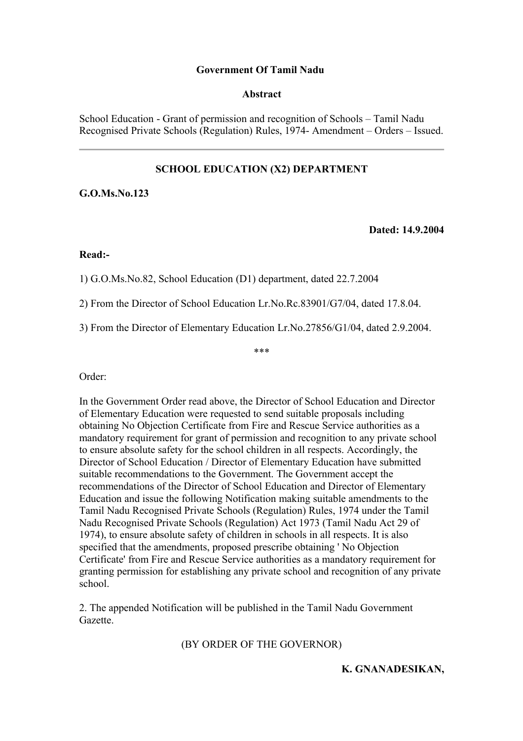**Government Of Tamil Nadu**

**Abstract**

School Education - Grant of permission and recognition of Schools – Tamil Nadu Recognised Private Schools (Regulation) Rules, 1974- Amendment – Orders – Issued.

---

**SCHOOL EDUCATION (X2) DEPARTMENT**

**G.O.Ms.No.123**

**Dated: 14.9.2004**

**Read:-**

1) G.O.Ms.No.82, School Education (D1) department, dated 22.7.2004

2) From the Director of School Education Lr.No.Rc.83901/G7/04, dated 17.8.04.

3) From the Director of Elementary Education Lr.No.27856/G1/04, dated 2.9.2004.

***

Order:

In the Government Order read above, the Director of School Education and Director of Elementary Education were requested to send suitable proposals including obtaining No Objection Certificate from Fire and Rescue Service authorities as a mandatory requirement for grant of permission and recognition to any private school to ensure absolute safety for the school children in all respects. Accordingly, the Director of School Education / Director of Elementary Education have submitted suitable recommendations to the Government. The Government accept the recommendations of the Director of School Education and Director of Elementary Education and issue the following Notification making suitable amendments to the Tamil Nadu Recognised Private Schools (Regulation) Rules, 1974 under the Tamil Nadu Recognised Private Schools (Regulation) Act 1973 (Tamil Nadu Act 29 of 1974), to ensure absolute safety of children in schools in all respects. It is also specified that the amendments, proposed prescribe obtaining ' No Objection Certificate' from Fire and Rescue Service authorities as a mandatory requirement for granting permission for establishing any private school and recognition of any private school.

2. The appended Notification will be published in the Tamil Nadu Government Gazette.

(BY ORDER OF THE GOVERNOR)

**K. GNANADESIKAN,**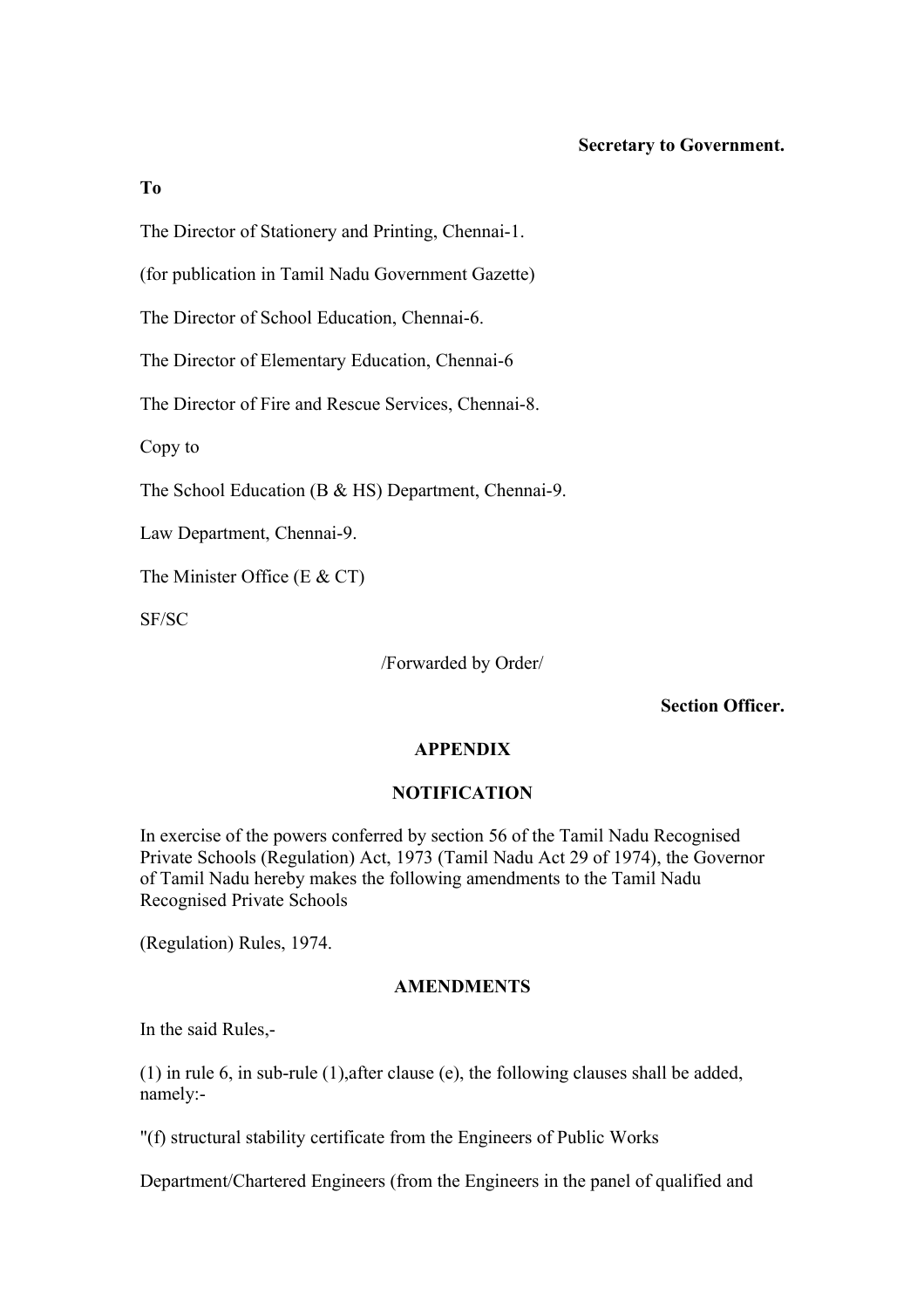**Secretary to Government.**

**To**

The Director of Stationery and Printing, Chennai-1.

(for publication in Tamil Nadu Government Gazette)

The Director of School Education, Chennai-6.

The Director of Elementary Education, Chennai-6

The Director of Fire and Rescue Services, Chennai-8.

Copy to

The School Education (B & HS) Department, Chennai-9.

Law Department, Chennai-9.

The Minister Office (E & CT)

SF/SC

/Forwarded by Order/

**Section Officer.**

**APPENDIX**

**NOTIFICATION**

In exercise of the powers conferred by section 56 of the Tamil Nadu Recognised Private Schools (Regulation) Act, 1973 (Tamil Nadu Act 29 of 1974), the Governor of Tamil Nadu hereby makes the following amendments to the Tamil Nadu Recognised Private Schools

(Regulation) Rules, 1974.

**AMENDMENTS**

In the said Rules,-

(1) in rule 6, in sub-rule (1),after clause (e), the following clauses shall be added, namely:-

"(f) structural stability certificate from the Engineers of Public Works

Department/Chartered Engineers (from the Engineers in the panel of qualified and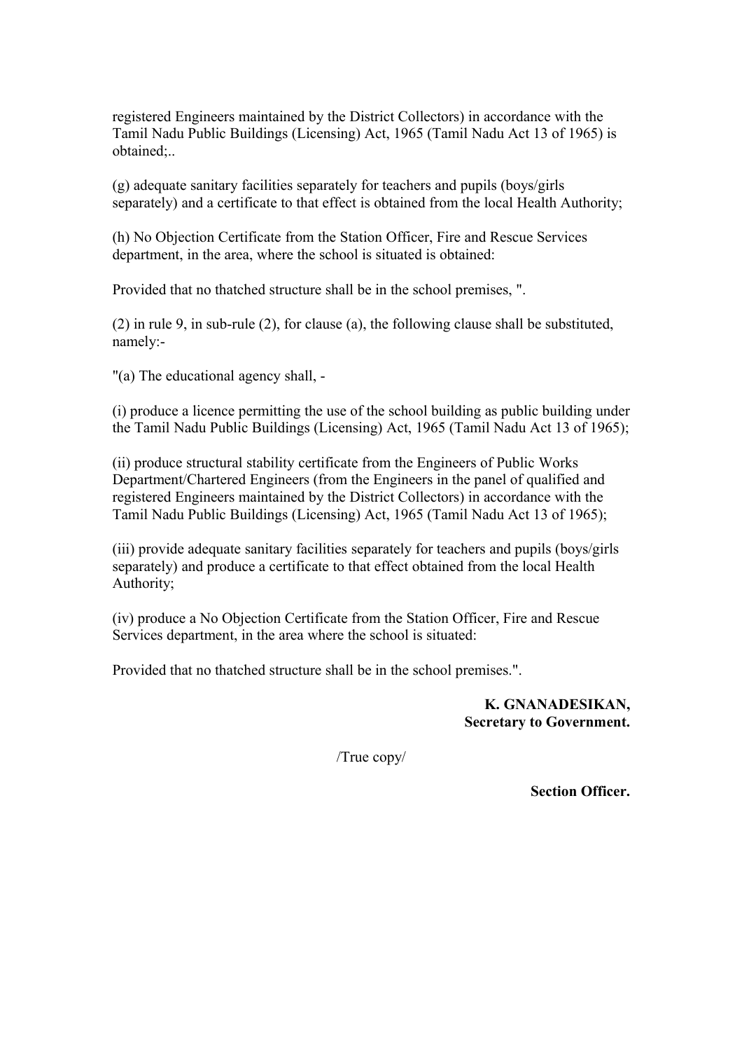registered Engineers maintained by the District Collectors) in accordance with the Tamil Nadu Public Buildings (Licensing) Act, 1965 (Tamil Nadu Act 13 of 1965) is obtained;..

(g) adequate sanitary facilities separately for teachers and pupils (boys/girls separately) and a certificate to that effect is obtained from the local Health Authority;

(h) No Objection Certificate from the Station Officer, Fire and Rescue Services department, in the area, where the school is situated is obtained:

Provided that no thatched structure shall be in the school premises, ".

(2) in rule 9, in sub-rule (2), for clause (a), the following clause shall be substituted, namely:-

"(a) The educational agency shall, -

(i) produce a licence permitting the use of the school building as public building under the Tamil Nadu Public Buildings (Licensing) Act, 1965 (Tamil Nadu Act 13 of 1965);

(ii) produce structural stability certificate from the Engineers of Public Works Department/Chartered Engineers (from the Engineers in the panel of qualified and registered Engineers maintained by the District Collectors) in accordance with the Tamil Nadu Public Buildings (Licensing) Act, 1965 (Tamil Nadu Act 13 of 1965);

(iii) provide adequate sanitary facilities separately for teachers and pupils (boys/girls separately) and produce a certificate to that effect obtained from the local Health Authority;

(iv) produce a No Objection Certificate from the Station Officer, Fire and Rescue Services department, in the area where the school is situated:

Provided that no thatched structure shall be in the school premises.".

**K. GNANADESIKAN,**
**Secretary to Government.**

/True copy/

**Section Officer.**